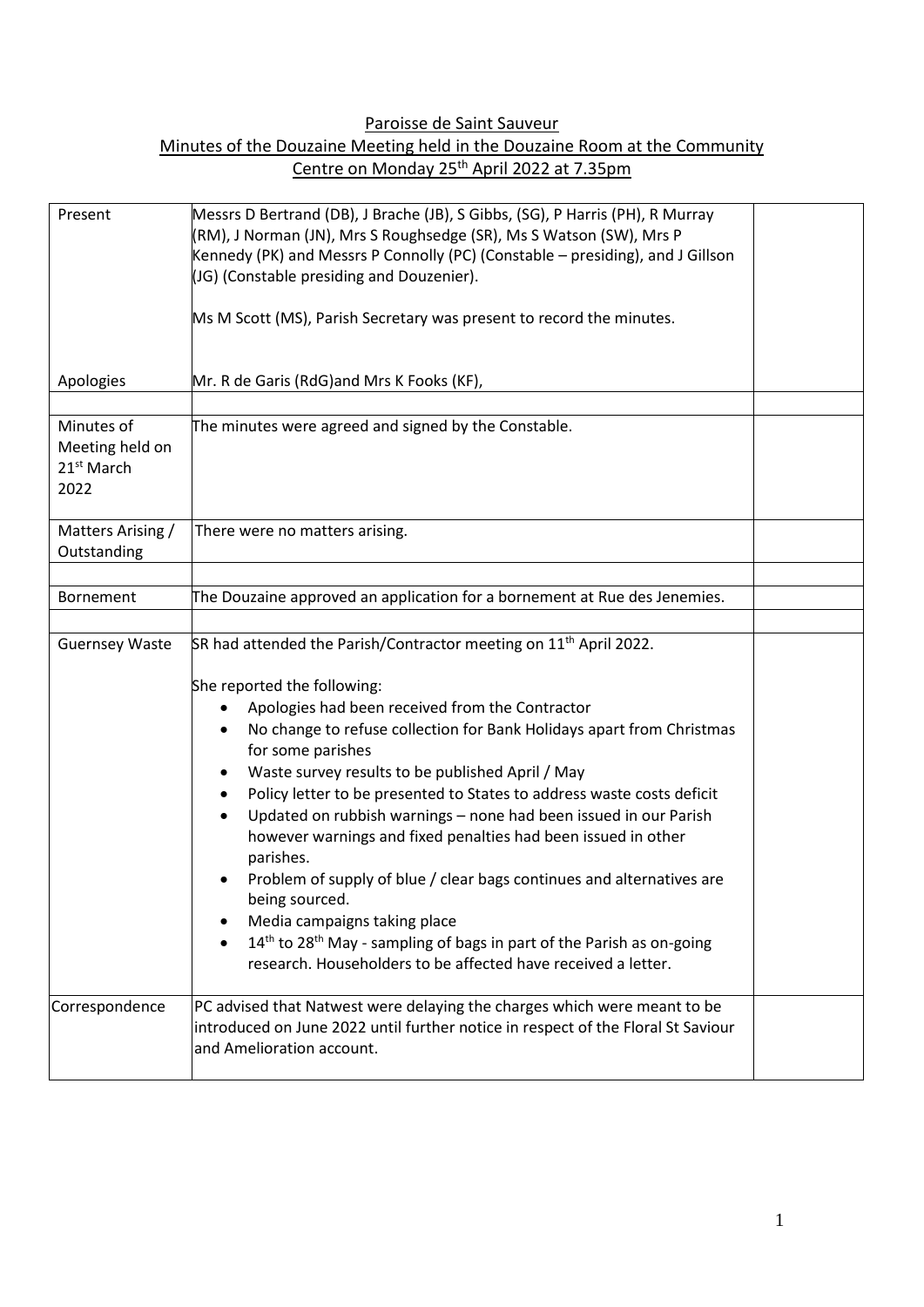Paroisse de Saint Sauveur

Minutes of the Douzaine Meeting held in the Douzaine Room at the Community Centre on Monday 25th April 2022 at 7.35pm

| | | |
|---|---|---|
| Present | Messrs D Bertrand (DB), J Brache (JB), S Gibbs, (SG), P Harris (PH), R Murray (RM), J Norman (JN), Mrs S Roughsedge (SR), Ms S Watson (SW), Mrs P Kennedy (PK) and Messrs P Connolly (PC) (Constable – presiding), and J Gillson (JG) (Constable presiding and Douzenier).<br><br>Ms M Scott (MS), Parish Secretary was present to record the minutes. | |
| Apologies | Mr. R de Garis (RdG)and Mrs K Fooks (KF), | |
| | | |
| Minutes of Meeting held on 21st March 2022 | The minutes were agreed and signed by the Constable. | |
| Matters Arising / Outstanding | There were no matters arising. | |
| | | |
| Bornement | The Douzaine approved an application for a bornement at Rue des Jenemies. | |
| | | |
| Guernsey Waste | SR had attended the Parish/Contractor meeting on 11th April 2022.<br><br>She reported the following:<br>• Apologies had been received from the Contractor<br>• No change to refuse collection for Bank Holidays apart from Christmas for some parishes<br>• Waste survey results to be published April / May<br>• Policy letter to be presented to States to address waste costs deficit<br>• Updated on rubbish warnings – none had been issued in our Parish however warnings and fixed penalties had been issued in other parishes.<br>• Problem of supply of blue / clear bags continues and alternatives are being sourced.<br>• Media campaigns taking place<br>• 14th to 28th May - sampling of bags in part of the Parish as on-going research. Householders to be affected have received a letter. | |
| Correspondence | PC advised that Natwest were delaying the charges which were meant to be introduced on June 2022 until further notice in respect of the Floral St Saviour and Amelioration account. | |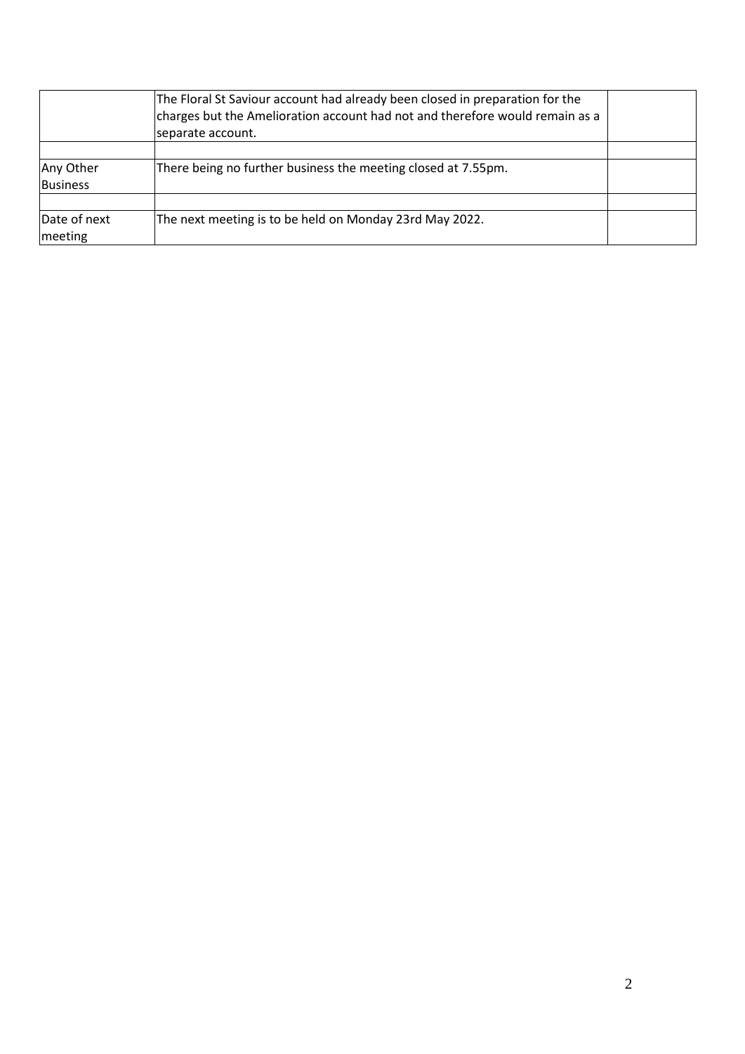| | | |
|---|---|---|
| | The Floral St Saviour account had already been closed in preparation for the charges but the Amelioration account had not and therefore would remain as a separate account. | |
| | | |
| Any Other Business | There being no further business the meeting closed at 7.55pm. | |
| | | |
| Date of next meeting | The next meeting is to be held on Monday 23rd May 2022. | |